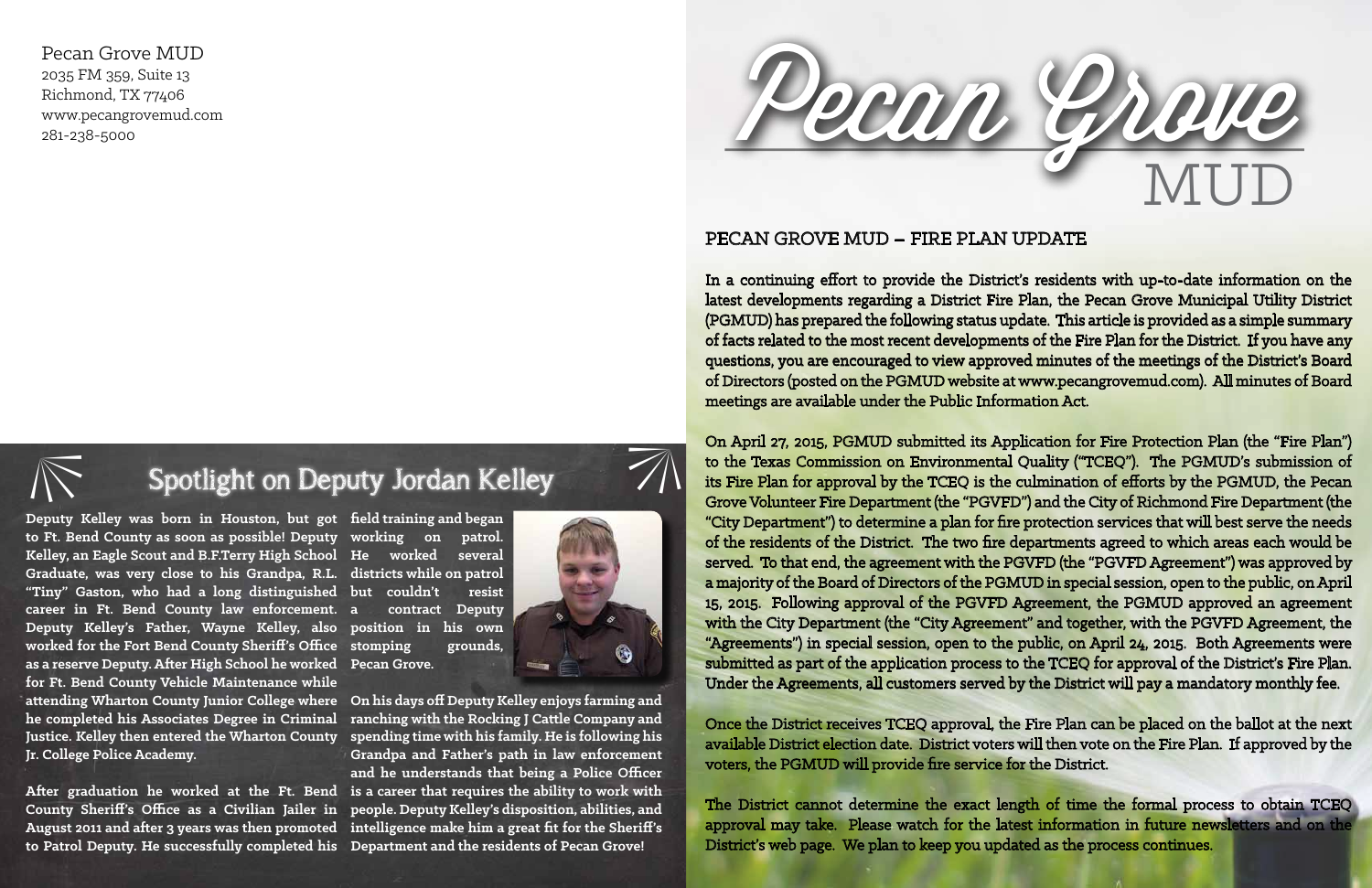Pecan Grove MUD
2035 FM 359, Suite 13
Richmond, TX 77406
www.pecangrovemud.com
281-238-5000

# Pecan Grove MUD

## PECAN GROVE MUD – FIRE PLAN UPDATE

In a continuing effort to provide the District's residents with up-to-date information on the latest developments regarding a District Fire Plan, the Pecan Grove Municipal Utility District (PGMUD) has prepared the following status update. This article is provided as a simple summary of facts related to the most recent developments of the Fire Plan for the District. If you have any questions, you are encouraged to view approved minutes of the meetings of the District's Board of Directors (posted on the PGMUD website at www.pecangrovemud.com). All minutes of Board meetings are available under the Public Information Act.

On April 27, 2015, PGMUD submitted its Application for Fire Protection Plan (the "Fire Plan") to the Texas Commission on Environmental Quality ("TCEQ"). The PGMUD's submission of its Fire Plan for approval by the TCEQ is the culmination of efforts by the PGMUD, the Pecan Grove Volunteer Fire Department (the "PGVFD") and the City of Richmond Fire Department (the "City Department") to determine a plan for fire protection services that will best serve the needs of the residents of the District. The two fire departments agreed to which areas each would be served. To that end, the agreement with the PGVFD (the "PGVFD Agreement") was approved by a majority of the Board of Directors of the PGMUD in special session, open to the public, on April 15, 2015. Following approval of the PGVFD Agreement, the PGMUD approved an agreement with the City Department (the "City Agreement" and together, with the PGVFD Agreement, the "Agreements") in special session, open to the public, on April 24, 2015. Both Agreements were submitted as part of the application process to the TCEQ for approval of the District's Fire Plan. Under the Agreements, all customers served by the District will pay a mandatory monthly fee.

Once the District receives TCEQ approval, the Fire Plan can be placed on the ballot at the next available District election date. District voters will then vote on the Fire Plan. If approved by the voters, the PGMUD will provide fire service for the District.

The District cannot determine the exact length of time the formal process to obtain TCEQ approval may take. Please watch for the latest information in future newsletters and on the District's web page. We plan to keep you updated as the process continues.

## Spotlight on Deputy Jordan Kelley

**Deputy Kelley was born in Houston, but got to Ft. Bend County as soon as possible! Deputy Kelley, an Eagle Scout and B.F.Terry High School Graduate, was very close to his Grandpa, R.L. "Tiny" Gaston, who had a long distinguished career in Ft. Bend County law enforcement. Deputy Kelley's Father, Wayne Kelley, also worked for the Fort Bend County Sheriff's Office as a reserve Deputy. After High School he worked for Ft. Bend County Vehicle Maintenance while attending Wharton County Junior College where he completed his Associates Degree in Criminal Justice. Kelley then entered the Wharton County Jr. College Police Academy.**

**After graduation he worked at the Ft. Bend County Sheriff's Office as a Civilian Jailer in August 2011 and after 3 years was then promoted to Patrol Deputy. He successfully completed his field training and began working on patrol. He worked several districts while on patrol but couldn't resist a contract Deputy position in his own stomping grounds, Pecan Grove.**

**On his days off Deputy Kelley enjoys farming and ranching with the Rocking J Cattle Company and spending time with his family. He is following his Grandpa and Father's path in law enforcement and he understands that being a Police Officer is a career that requires the ability to work with people. Deputy Kelley's disposition, abilities, and intelligence make him a great fit for the Sheriff's Department and the residents of Pecan Grove!**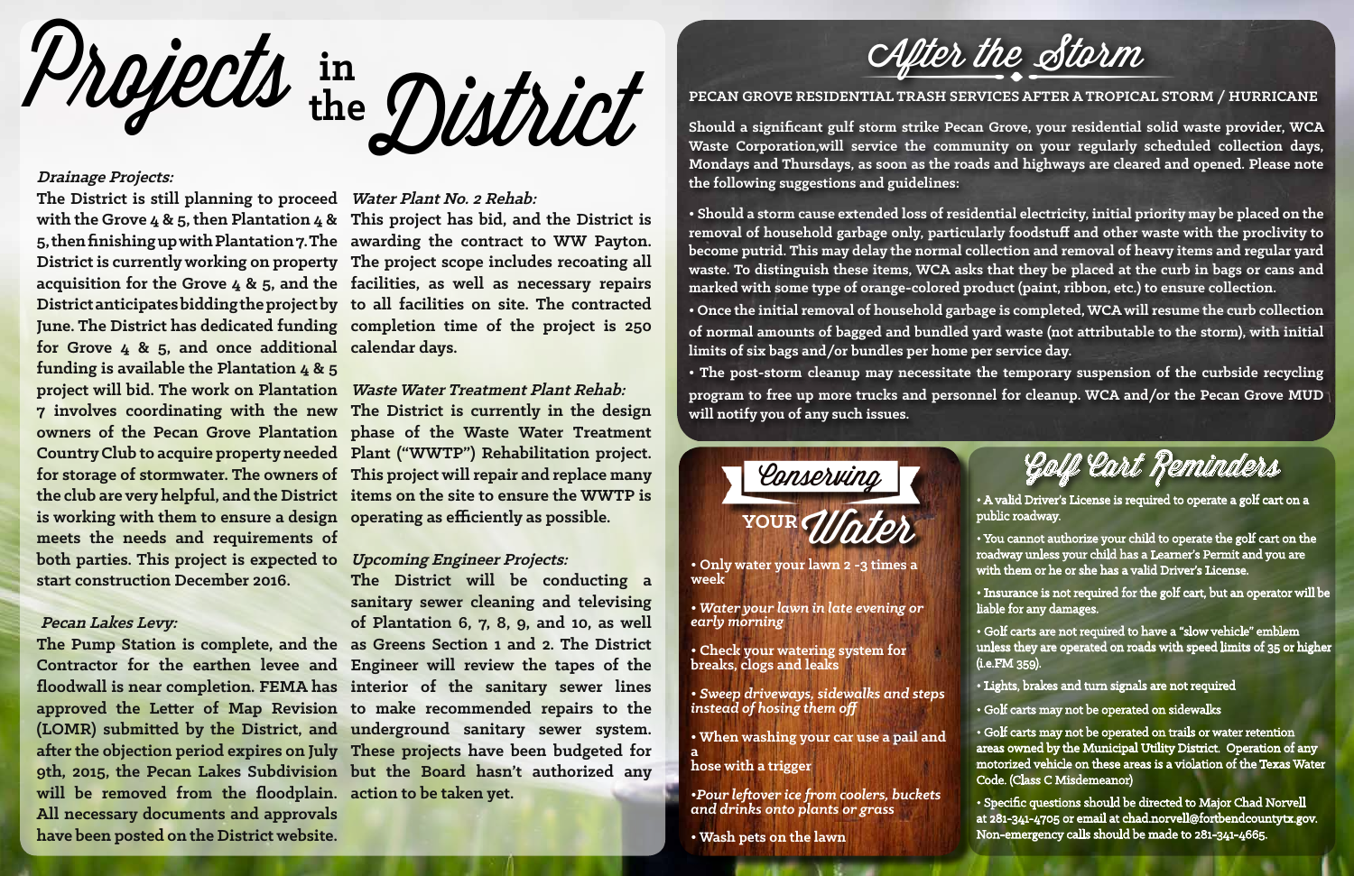# Projects in the District

### *Drainage Projects:*

The District is still planning to proceed with the Grove 4 & 5, then Plantation 4 & 5, then finishing up with Plantation 7. The District is currently working on property acquisition for the Grove 4 & 5, and the District anticipates bidding the project by June. The District has dedicated funding for Grove 4 & 5, and once additional funding is available the Plantation 4 & 5 project will bid. The work on Plantation 7 involves coordinating with the new owners of the Pecan Grove Plantation Country Club to acquire property needed for storage of stormwater. The owners of the club are very helpful, and the District is working with them to ensure a design meets the needs and requirements of both parties. This project is expected to start construction December 2016.

### *Pecan Lakes Levy:*

The Pump Station is complete, and the Contractor for the earthen levee and floodwall is near completion. FEMA has approved the Letter of Map Revision (LOMR) submitted by the District, and after the objection period expires on July 9th, 2015, the Pecan Lakes Subdivision will be removed from the floodplain. All necessary documents and approvals have been posted on the District website.

### *Water Plant No. 2 Rehab:*

This project has bid, and the District is awarding the contract to WW Payton. The project scope includes recoating all facilities, as well as necessary repairs to all facilities on site. The contracted completion time of the project is 250 calendar days.

### *Waste Water Treatment Plant Rehab:*

The District is currently in the design phase of the Waste Water Treatment Plant ("WWTP") Rehabilitation project. This project will repair and replace many items on the site to ensure the WWTP is operating as efficiently as possible.

### *Upcoming Engineer Projects:*

The District will be conducting a sanitary sewer cleaning and televising of Plantation 6, 7, 8, 9, and 10, as well as Greens Section 1 and 2. The District Engineer will review the tapes of the interior of the sanitary sewer lines to make recommended repairs to the underground sanitary sewer system. These projects have been budgeted for but the Board hasn't authorized any action to be taken yet.

# After the Storm

**PECAN GROVE RESIDENTIAL TRASH SERVICES AFTER A TROPICAL STORM / HURRICANE**

Should a significant gulf storm strike Pecan Grove, your residential solid waste provider, WCA Waste Corporation,will service the community on your regularly scheduled collection days, Mondays and Thursdays, as soon as the roads and highways are cleared and opened. Please note the following suggestions and guidelines:

- Should a storm cause extended loss of residential electricity, initial priority may be placed on the removal of household garbage only, particularly foodstuff and other waste with the proclivity to become putrid. This may delay the normal collection and removal of heavy items and regular yard waste. To distinguish these items, WCA asks that they be placed at the curb in bags or cans and marked with some type of orange-colored product (paint, ribbon, etc.) to ensure collection.
- Once the initial removal of household garbage is completed, WCA will resume the curb collection of normal amounts of bagged and bundled yard waste (not attributable to the storm), with initial limits of six bags and/or bundles per home per service day.
- The post-storm cleanup may necessitate the temporary suspension of the curbside recycling program to free up more trucks and personnel for cleanup. WCA and/or the Pecan Grove MUD will notify you of any such issues.

# Conserving your Water

- Only water your lawn 2 -3 times a week
- *Water your lawn in late evening or early morning*
- Check your watering system for breaks, clogs and leaks
- *Sweep driveways, sidewalks and steps instead of hosing them off*
- When washing your car use a pail and a hose with a trigger
- *Pour leftover ice from coolers, buckets and drinks onto plants or grass*
- Wash pets on the lawn

# Golf Cart Reminders

- A valid Driver's License is required to operate a golf cart on a public roadway.
- You cannot authorize your child to operate the golf cart on the roadway unless your child has a Learner's Permit and you are with them or he or she has a valid Driver's License.
- Insurance is not required for the golf cart, but an operator will be liable for any damages.
- Golf carts are not required to have a "slow vehicle" emblem unless they are operated on roads with speed limits of 35 or higher (i.e.FM 359).
- Lights, brakes and turn signals are not required
- Golf carts may not be operated on sidewalks
- Golf carts may not be operated on trails or water retention areas owned by the Municipal Utility District. Operation of any motorized vehicle on these areas is a violation of the Texas Water Code. (Class C Misdemeanor)
- Specific questions should be directed to Major Chad Norvell at 281-341-4705 or email at chad.norvell@fortbendcountytx.gov. Non-emergency calls should be made to 281-341-4665.